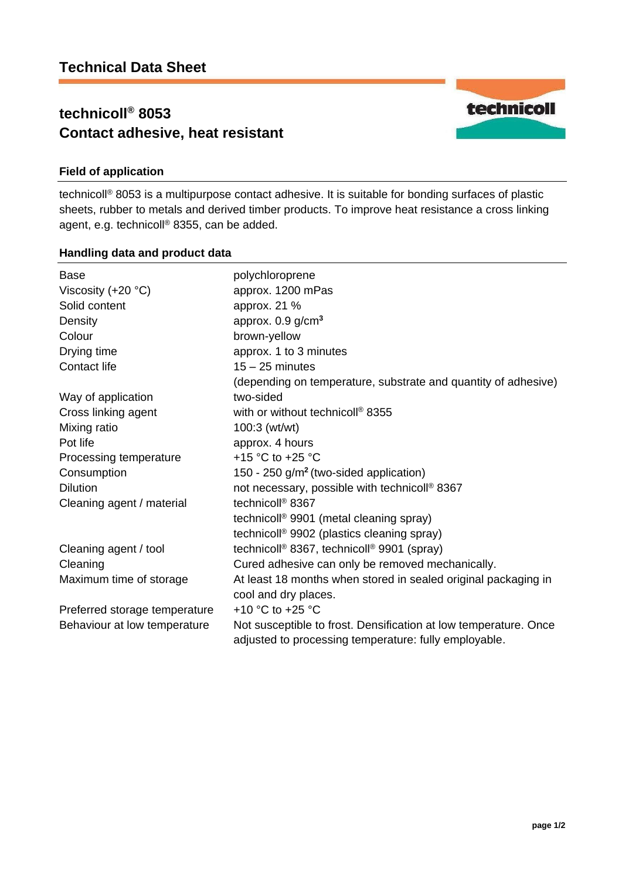# Technical Data Sheet

## technicoll® 8053
## Contact adhesive, heat resistant

### Field of application

technicoll® 8053 is a multipurpose contact adhesive. It is suitable for bonding surfaces of plastic sheets, rubber to metals and derived timber products. To improve heat resistance a cross linking agent, e.g. technicoll® 8355, can be added.

### Handling data and product data

| | |
|---|---|
| Base | polychloroprene |
| Viscosity (+20 °C) | approx. 1200 mPas |
| Solid content | approx. 21 % |
| Density | approx. 0.9 g/cm$^3$ |
| Colour | brown-yellow |
| Drying time | approx. 1 to 3 minutes |
| Contact life | 15 – 25 minutes (depending on temperature, substrate and quantity of adhesive) |
| Way of application | two-sided |
| Cross linking agent | with or without technicoll® 8355 |
| Mixing ratio | 100:3 (wt/wt) |
| Pot life | approx. 4 hours |
| Processing temperature | +15 °C to +25 °C |
| Consumption | 150 - 250 g/m$^2$ (two-sided application) |
| Dilution | not necessary, possible with technicoll® 8367 |
| Cleaning agent / material | technicoll® 8367<br>technicoll® 9901 (metal cleaning spray)<br>technicoll® 9902 (plastics cleaning spray) |
| Cleaning agent / tool | technicoll® 8367, technicoll® 9901 (spray) |
| Cleaning | Cured adhesive can only be removed mechanically. |
| Maximum time of storage | At least 18 months when stored in sealed original packaging in cool and dry places. |
| Preferred storage temperature | +10 °C to +25 °C |
| Behaviour at low temperature | Not susceptible to frost. Densification at low temperature. Once adjusted to processing temperature: fully employable. |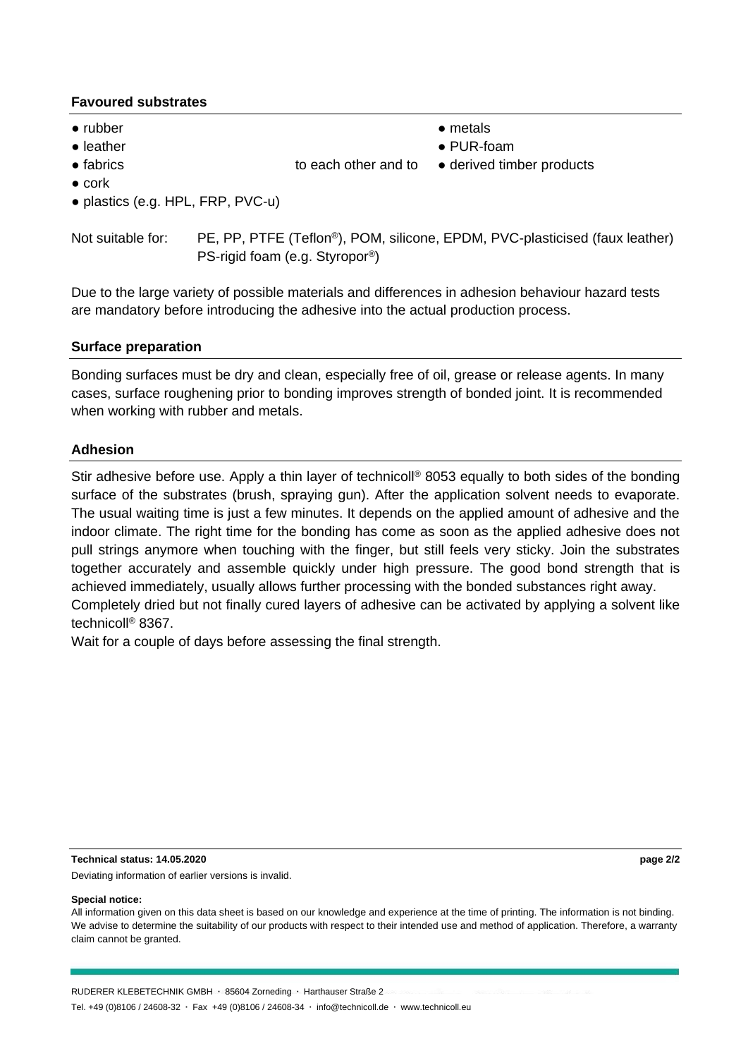## Favoured substrates

- rubber
- leather
- fabrics
- cork
- plastics (e.g. HPL, FRP, PVC-u)

to each other and to

- metals
- PUR-foam
- derived timber products

Not suitable for: PE, PP, PTFE (Teflon®), POM, silicone, EPDM, PVC-plasticised (faux leather) PS-rigid foam (e.g. Styropor®)

Due to the large variety of possible materials and differences in adhesion behaviour hazard tests are mandatory before introducing the adhesive into the actual production process.

## Surface preparation

Bonding surfaces must be dry and clean, especially free of oil, grease or release agents. In many cases, surface roughening prior to bonding improves strength of bonded joint. It is recommended when working with rubber and metals.

## Adhesion

Stir adhesive before use. Apply a thin layer of technicoll® 8053 equally to both sides of the bonding surface of the substrates (brush, spraying gun). After the application solvent needs to evaporate. The usual waiting time is just a few minutes. It depends on the applied amount of adhesive and the indoor climate. The right time for the bonding has come as soon as the applied adhesive does not pull strings anymore when touching with the finger, but still feels very sticky. Join the substrates together accurately and assemble quickly under high pressure. The good bond strength that is achieved immediately, usually allows further processing with the bonded substances right away.
Completely dried but not finally cured layers of adhesive can be activated by applying a solvent like technicoll® 8367.
Wait for a couple of days before assessing the final strength.

**Technical status: 14.05.2020**

Deviating information of earlier versions is invalid.

**Special notice:**
All information given on this data sheet is based on our knowledge and experience at the time of printing. The information is not binding. We advise to determine the suitability of our products with respect to their intended use and method of application. Therefore, a warranty claim cannot be granted.

RUDERER KLEBETECHNIK GMBH · 85604 Zorneding · Harthauser Straße 2
Tel. +49 (0)8106 / 24608-32 · Fax +49 (0)8106 / 24608-34 · info@technicoll.de · www.technicoll.eu